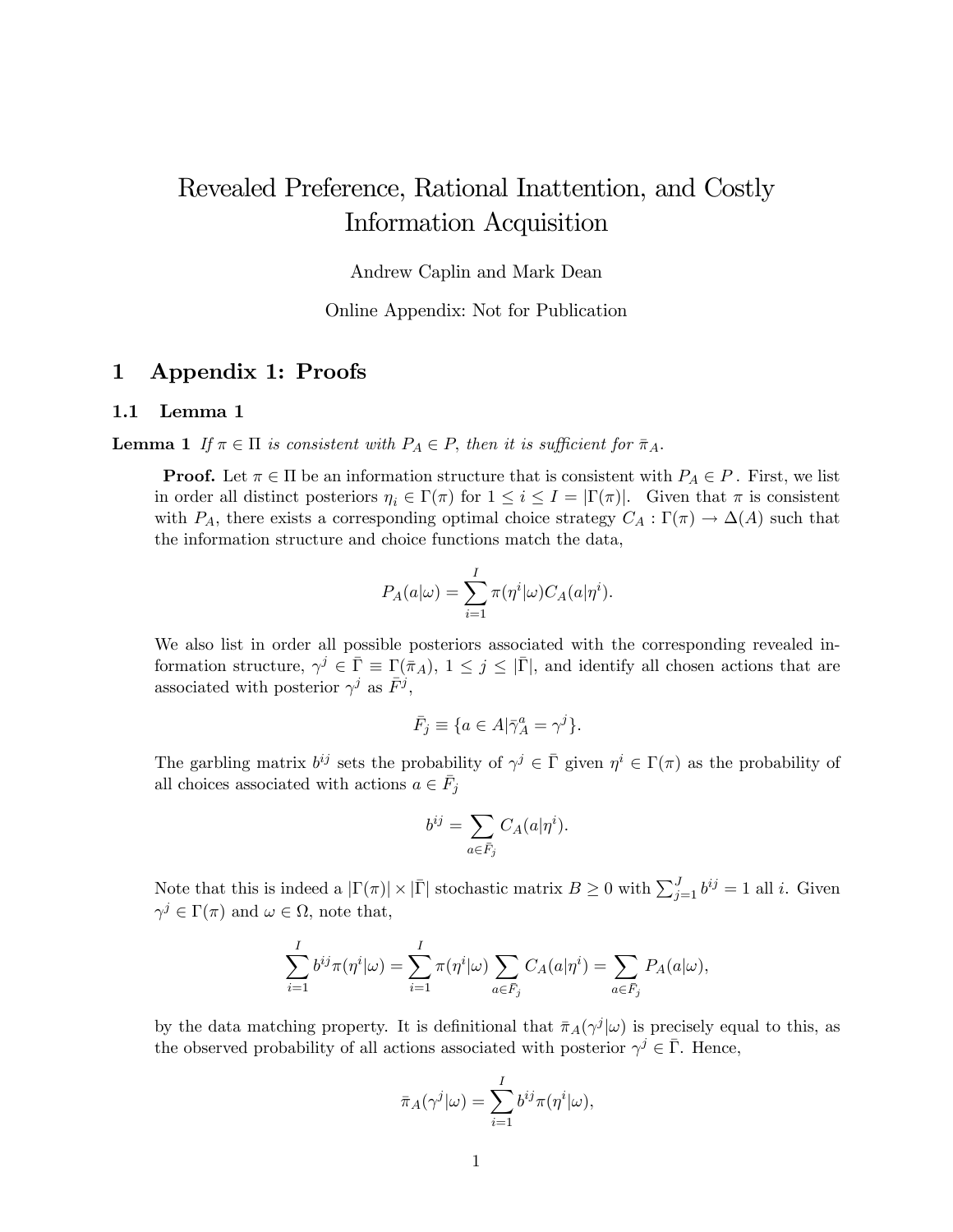# Revealed Preference, Rational Inattention, and Costly Information Acquisition

Andrew Caplin and Mark Dean

Online Appendix: Not for Publication

## 1 Appendix 1: Proofs

### 1.1 Lemma 1

**Lemma 1** *If $\pi \in \Pi$ is consistent with $P_A \in P$, then it is sufficient for $\bar{\pi}_A$.*

**Proof.** Let $\pi \in \Pi$ be an information structure that is consistent with $P_A \in P$ . First, we list in order all distinct posteriors $\eta_i \in \Gamma(\pi)$ for $1 \leq i \leq I = |\Gamma(\pi)|$. Given that $\pi$ is consistent with $P_A$, there exists a corresponding optimal choice strategy $C_A : \Gamma(\pi) \to \Delta(A)$ such that the information structure and choice functions match the data,

$$P_A(a|\omega) = \sum_{i=1}^{I} \pi(\eta^i|\omega) C_A(a|\eta^i).$$

We also list in order all possible posteriors associated with the corresponding revealed information structure, $\gamma^j \in \bar{\Gamma} \equiv \Gamma(\bar{\pi}_A)$, $1 \leq j \leq |\bar{\Gamma}|$, and identify all chosen actions that are associated with posterior $\gamma^j$ as $\bar{F}^j$,

$$\bar{F}_j \equiv \{a \in A | \bar{\gamma}^a_A = \gamma^j\}.$$

The garbling matrix $b^{ij}$ sets the probability of $\gamma^j \in \bar{\Gamma}$ given $\eta^i \in \Gamma(\pi)$ as the probability of all choices associated with actions $a \in \bar{F}_j$

$$b^{ij} = \sum_{a \in \bar{F}_j} C_A(a|\eta^i).$$

Note that this is indeed a $|\Gamma(\pi)| \times |\bar{\Gamma}|$ stochastic matrix $B \geq 0$ with $\sum_{j=1}^{J} b^{ij} = 1$ all $i$. Given $\gamma^j \in \Gamma(\pi)$ and $\omega \in \Omega$, note that,

$$\sum_{i=1}^{I} b^{ij} \pi(\eta^i|\omega) = \sum_{i=1}^{I} \pi(\eta^i|\omega) \sum_{a \in \bar{F}_j} C_A(a|\eta^i) = \sum_{a \in \bar{F}_j} P_A(a|\omega),$$

by the data matching property. It is definitional that $\bar{\pi}_A(\gamma^j|\omega)$ is precisely equal to this, as the observed probability of all actions associated with posterior $\gamma^j \in \bar{\Gamma}$. Hence,

$$\bar{\pi}_A(\gamma^j|\omega) = \sum_{i=1}^{I} b^{ij} \pi(\eta^i|\omega),$$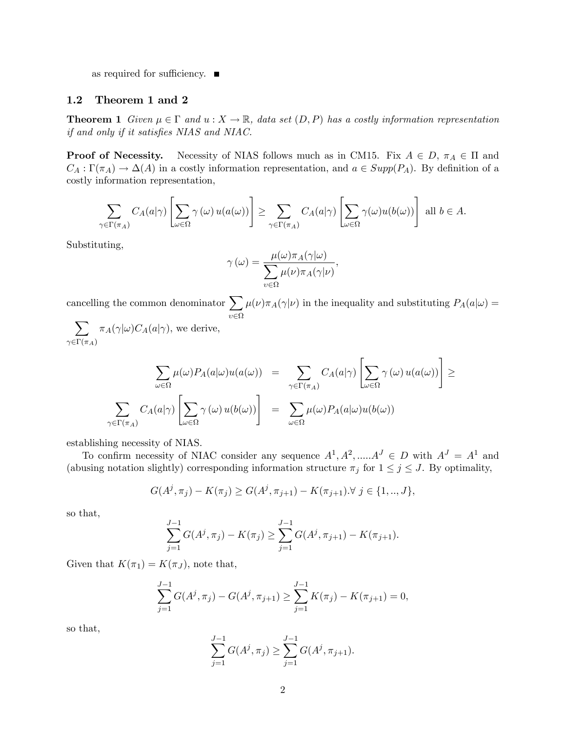as required for sufficiency. ■

## 1.2 Theorem 1 and 2

**Theorem 1** *Given $\mu \in \Gamma$ and $u : X \to \mathbb{R}$, data set $(D, P)$ has a costly information representation if and only if it satisfies NIAS and NIAC.*

**Proof of Necessity.** Necessity of NIAS follows much as in CM15. Fix $A \in D$, $\pi_A \in \Pi$ and $C_A : \Gamma(\pi_A) \to \Delta(A)$ in a costly information representation, and $a \in Supp(P_A)$. By definition of a costly information representation,

$$\sum_{\gamma \in \Gamma(\pi_A)} C_A(a|\gamma) \left[ \sum_{\omega \in \Omega} \gamma(\omega) \, u(a(\omega)) \right] \geq \sum_{\gamma \in \Gamma(\pi_A)} C_A(a|\gamma) \left[ \sum_{\omega \in \Omega} \gamma(\omega) u(b(\omega)) \right] \text{ all } b \in A.$$

Substituting,

$$\gamma(\omega) = \frac{\mu(\omega)\pi_A(\gamma|\omega)}{\sum_{\upsilon \in \Omega} \mu(\nu)\pi_A(\gamma|\nu)},$$

cancelling the common denominator $\sum_{\upsilon \in \Omega} \mu(\nu)\pi_A(\gamma|\nu)$ in the inequality and substituting $P_A(a|\omega) = \sum_{\gamma \in \Gamma(\pi_A)} \pi_A(\gamma|\omega) C_A(a|\gamma)$, we derive,

$$\begin{aligned}
\sum_{\omega \in \Omega} \mu(\omega) P_A(a|\omega) u(a(\omega)) &= \sum_{\gamma \in \Gamma(\pi_A)} C_A(a|\gamma) \left[ \sum_{\omega \in \Omega} \gamma(\omega) \, u(a(\omega)) \right] \geq \\
\sum_{\gamma \in \Gamma(\pi_A)} C_A(a|\gamma) \left[ \sum_{\omega \in \Omega} \gamma(\omega) \, u(b(\omega)) \right] &= \sum_{\omega \in \Omega} \mu(\omega) P_A(a|\omega) u(b(\omega))
\end{aligned}$$

establishing necessity of NIAS.

To confirm necessity of NIAC consider any sequence $A^1, A^2, .....A^J \in D$ with $A^J = A^1$ and (abusing notation slightly) corresponding information structure $\pi_j$ for $1 \leq j \leq J$. By optimality,

$$G(A^j, \pi_j) - K(\pi_j) \geq G(A^j, \pi_{j+1}) - K(\pi_{j+1}). \forall \, j \in \{1, .., J\},$$

so that,

$$\sum_{j=1}^{J-1} G(A^j, \pi_j) - K(\pi_j) \geq \sum_{j=1}^{J-1} G(A^j, \pi_{j+1}) - K(\pi_{j+1}).$$

Given that $K(\pi_1) = K(\pi_J)$, note that,

$$\sum_{j=1}^{J-1} G(A^j, \pi_j) - G(A^j, \pi_{j+1}) \geq \sum_{j=1}^{J-1} K(\pi_j) - K(\pi_{j+1}) = 0,$$

so that,

$$\sum_{j=1}^{J-1} G(A^j, \pi_j) \geq \sum_{j=1}^{J-1} G(A^j, \pi_{j+1}).$$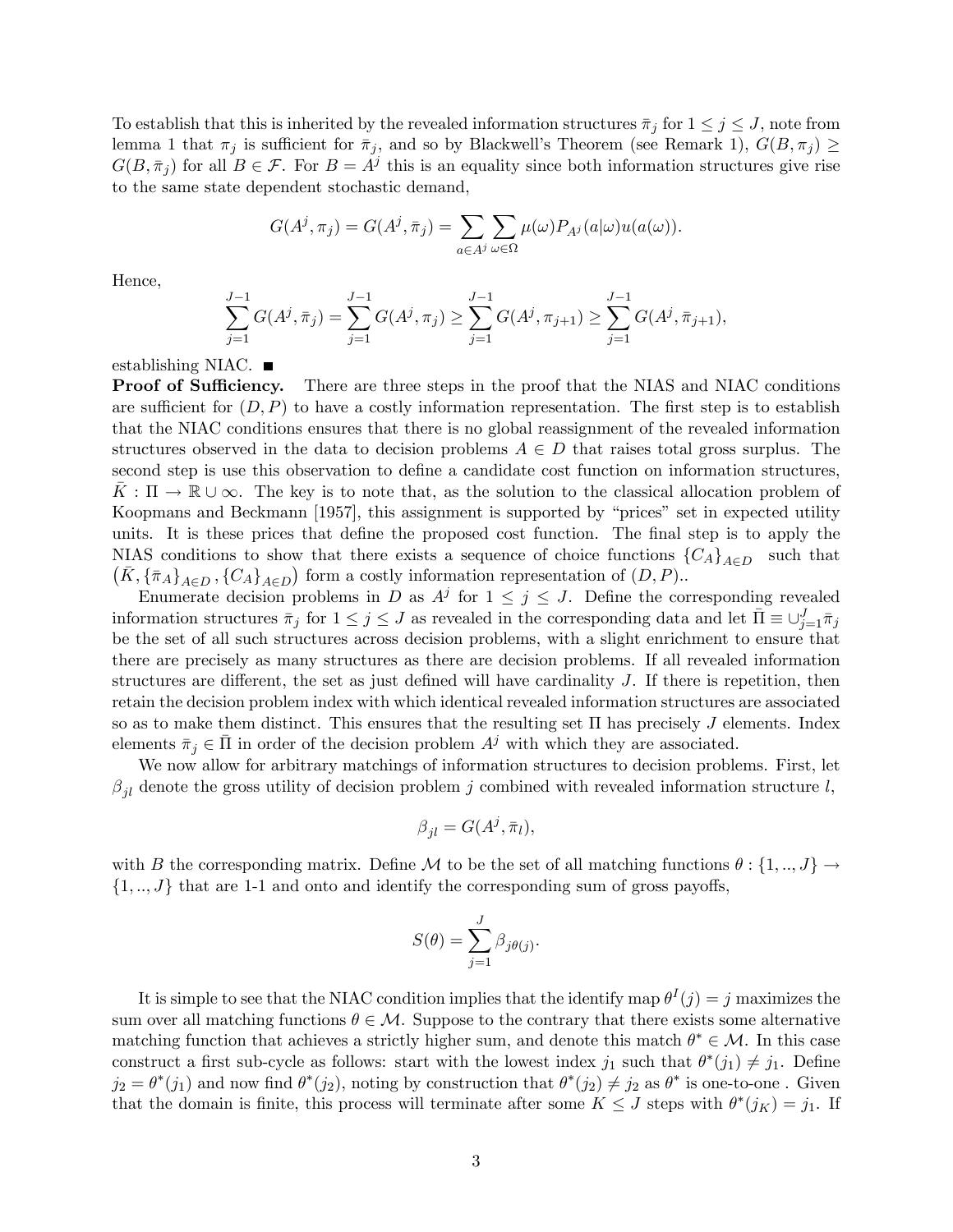To establish that this is inherited by the revealed information structures $\bar{\pi}_j$ for $1 \leq j \leq J$, note from lemma 1 that $\pi_j$ is sufficient for $\bar{\pi}_j$, and so by Blackwell's Theorem (see Remark 1), $G(B, \pi_j) \geq G(B, \bar{\pi}_j)$ for all $B \in \mathcal{F}$. For $B = A^j$ this is an equality since both information structures give rise to the same state dependent stochastic demand,

$$G(A^j, \pi_j) = G(A^j, \bar{\pi}_j) = \sum_{a \in A^j} \sum_{\omega \in \Omega} \mu(\omega) P_{A^j}(a|\omega) u(a(\omega)).$$

Hence,

$$\sum_{j=1}^{J-1} G(A^j, \bar{\pi}_j) = \sum_{j=1}^{J-1} G(A^j, \pi_j) \geq \sum_{j=1}^{J-1} G(A^j, \pi_{j+1}) \geq \sum_{j=1}^{J-1} G(A^j, \bar{\pi}_{j+1}),$$

establishing NIAC. ■

**Proof of Sufficiency.** There are three steps in the proof that the NIAS and NIAC conditions are sufficient for $(D, P)$ to have a costly information representation. The first step is to establish that the NIAC conditions ensures that there is no global reassignment of the revealed information structures observed in the data to decision problems $A \in D$ that raises total gross surplus. The second step is use this observation to define a candidate cost function on information structures, $\bar{K} : \Pi \to \mathbb{R} \cup \infty$. The key is to note that, as the solution to the classical allocation problem of Koopmans and Beckmann [1957], this assignment is supported by "prices" set in expected utility units. It is these prices that define the proposed cost function. The final step is to apply the NIAS conditions to show that there exists a sequence of choice functions $\{C_A\}_{A \in D}$ such that $\left(\bar{K}, \{\bar{\pi}_A\}_{A \in D}, \{C_A\}_{A \in D}\right)$ form a costly information representation of $(D, P)$..

Enumerate decision problems in $D$ as $A^j$ for $1 \leq j \leq J$. Define the corresponding revealed information structures $\bar{\pi}_j$ for $1 \leq j \leq J$ as revealed in the corresponding data and let $\bar{\Pi} \equiv \cup_{j=1}^{J} \bar{\pi}_j$ be the set of all such structures across decision problems, with a slight enrichment to ensure that there are precisely as many structures as there are decision problems. If all revealed information structures are different, the set as just defined will have cardinality $J$. If there is repetition, then retain the decision problem index with which identical revealed information structures are associated so as to make them distinct. This ensures that the resulting set $\Pi$ has precisely $J$ elements. Index elements $\bar{\pi}_j \in \bar{\Pi}$ in order of the decision problem $A^j$ with which they are associated.

We now allow for arbitrary matchings of information structures to decision problems. First, let $\beta_{jl}$ denote the gross utility of decision problem $j$ combined with revealed information structure $l$,

$$\beta_{jl} = G(A^j, \bar{\pi}_l),$$

with $B$ the corresponding matrix. Define $\mathcal{M}$ to be the set of all matching functions $\theta : \{1, .., J\} \to \{1, .., J\}$ that are 1-1 and onto and identify the corresponding sum of gross payoffs,

$$S(\theta) = \sum_{j=1}^{J} \beta_{j\theta(j)}.$$

It is simple to see that the NIAC condition implies that the identify map $\theta^I(j) = j$ maximizes the sum over all matching functions $\theta \in \mathcal{M}$. Suppose to the contrary that there exists some alternative matching function that achieves a strictly higher sum, and denote this match $\theta^* \in \mathcal{M}$. In this case construct a first sub-cycle as follows: start with the lowest index $j_1$ such that $\theta^*(j_1) \neq j_1$. Define $j_2 = \theta^*(j_1)$ and now find $\theta^*(j_2)$, noting by construction that $\theta^*(j_2) \neq j_2$ as $\theta^*$ is one-to-one . Given that the domain is finite, this process will terminate after some $K \leq J$ steps with $\theta^*(j_K) = j_1$. If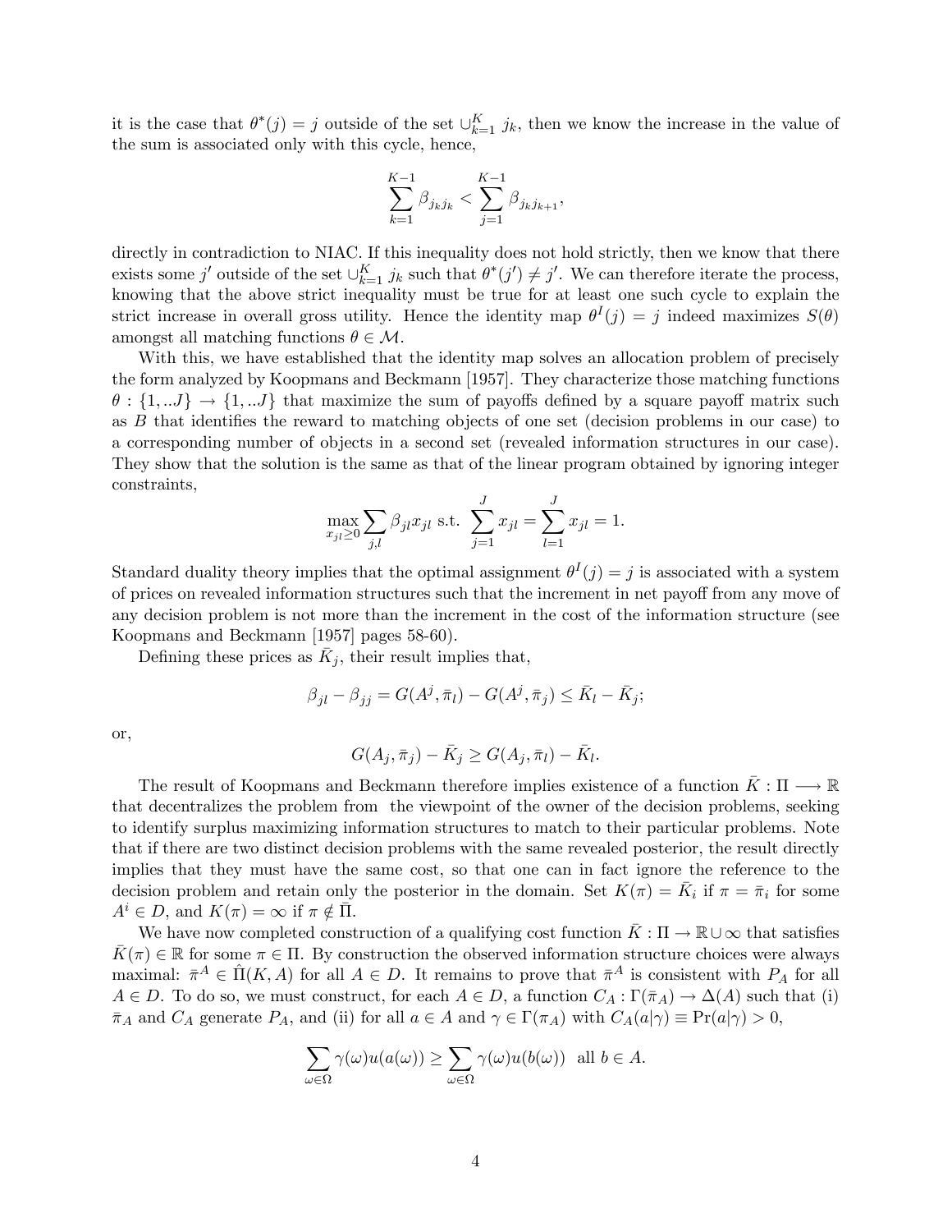it is the case that $\theta^*(j) = j$ outside of the set $\cup_{k=1}^{K} j_k$, then we know the increase in the value of the sum is associated only with this cycle, hence,

$$\sum_{k=1}^{K-1} \beta_{j_k j_k} < \sum_{j=1}^{K-1} \beta_{j_k j_{k+1}},$$

directly in contradiction to NIAC. If this inequality does not hold strictly, then we know that there exists some $j'$ outside of the set $\cup_{k=1}^{K} j_k$ such that $\theta^*(j') \neq j'$. We can therefore iterate the process, knowing that the above strict inequality must be true for at least one such cycle to explain the strict increase in overall gross utility. Hence the identity map $\theta^I(j) = j$ indeed maximizes $S(\theta)$ amongst all matching functions $\theta \in \mathcal{M}$.

With this, we have established that the identity map solves an allocation problem of precisely the form analyzed by Koopmans and Beckmann [1957]. They characterize those matching functions $\theta : \{1, ..J\} \to \{1, ..J\}$ that maximize the sum of payoffs defined by a square payoff matrix such as $B$ that identifies the reward to matching objects of one set (decision problems in our case) to a corresponding number of objects in a second set (revealed information structures in our case). They show that the solution is the same as that of the linear program obtained by ignoring integer constraints,

$$\max_{x_{jl} \geq 0} \sum_{j,l} \beta_{jl} x_{jl} \text{ s.t. } \sum_{j=1}^{J} x_{jl} = \sum_{l=1}^{J} x_{jl} = 1.$$

Standard duality theory implies that the optimal assignment $\theta^I(j) = j$ is associated with a system of prices on revealed information structures such that the increment in net payoff from any move of any decision problem is not more than the increment in the cost of the information structure (see Koopmans and Beckmann [1957] pages 58-60).

Defining these prices as $\bar{K}_j$, their result implies that,

$$\beta_{jl} - \beta_{jj} = G(A^j, \bar{\pi}_l) - G(A^j, \bar{\pi}_j) \leq \bar{K}_l - \bar{K}_j;$$

or,

$$G(A_j, \bar{\pi}_j) - \bar{K}_j \geq G(A_j, \bar{\pi}_l) - \bar{K}_l.$$

The result of Koopmans and Beckmann therefore implies existence of a function $\bar{K} : \Pi \longrightarrow \mathbb{R}$ that decentralizes the problem from the viewpoint of the owner of the decision problems, seeking to identify surplus maximizing information structures to match to their particular problems. Note that if there are two distinct decision problems with the same revealed posterior, the result directly implies that they must have the same cost, so that one can in fact ignore the reference to the decision problem and retain only the posterior in the domain. Set $K(\pi) = \bar{K}_i$ if $\pi = \bar{\pi}_i$ for some $A^i \in D$, and $K(\pi) = \infty$ if $\pi \notin \bar{\Pi}$.

We have now completed construction of a qualifying cost function $\bar{K} : \Pi \to \mathbb{R} \cup \infty$ that satisfies $\bar{K}(\pi) \in \mathbb{R}$ for some $\pi \in \Pi$. By construction the observed information structure choices were always maximal: $\bar{\pi}^A \in \hat{\Pi}(K, A)$ for all $A \in D$. It remains to prove that $\bar{\pi}^A$ is consistent with $P_A$ for all $A \in D$. To do so, we must construct, for each $A \in D$, a function $C_A : \Gamma(\bar{\pi}_A) \to \Delta(A)$ such that (i) $\bar{\pi}_A$ and $C_A$ generate $P_A$, and (ii) for all $a \in A$ and $\gamma \in \Gamma(\pi_A)$ with $C_A(a|\gamma) \equiv \Pr(a|\gamma) > 0$,

$$\sum_{\omega \in \Omega} \gamma(\omega) u(a(\omega)) \geq \sum_{\omega \in \Omega} \gamma(\omega) u(b(\omega)) \text{ all } b \in A.$$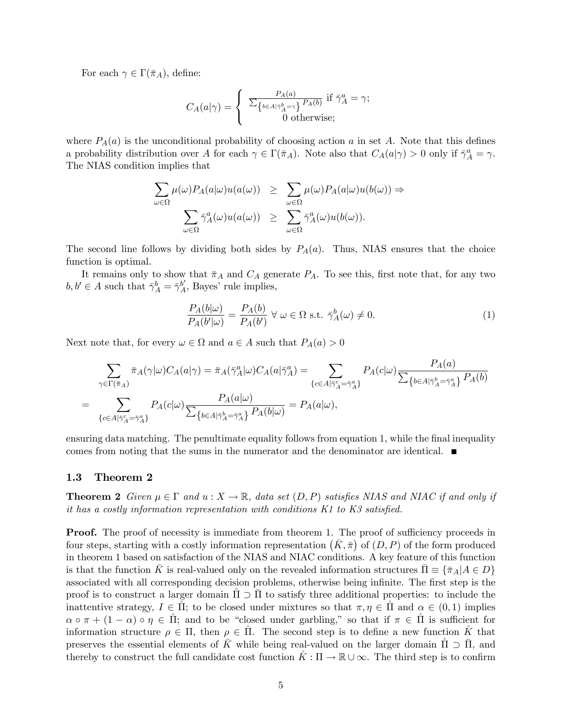For each $\gamma \in \Gamma(\bar{\pi}_A)$, define:

$$C_A(a|\gamma) = \begin{cases} \frac{P_A(a)}{\sum_{\{b \in A | \bar{\gamma}_A^b = \gamma\}} P_A(b)} \text{ if } \bar{\gamma}_A^a = \gamma; \\ 0 \text{ otherwise;} \end{cases}$$

where $P_A(a)$ is the unconditional probability of choosing action $a$ in set $A$. Note that this defines a probability distribution over $A$ for each $\gamma \in \Gamma(\bar{\pi}_A)$. Note also that $C_A(a|\gamma) > 0$ only if $\bar{\gamma}_A^a = \gamma$. The NIAS condition implies that

$$\begin{aligned} \sum_{\omega \in \Omega} \mu(\omega) P_A(a|\omega) u(a(\omega)) &\geq \sum_{\omega \in \Omega} \mu(\omega) P_A(a|\omega) u(b(\omega)) \Rightarrow \\ \sum_{\omega \in \Omega} \bar{\gamma}_A^a(\omega) u(a(\omega)) &\geq \sum_{\omega \in \Omega} \bar{\gamma}_A^a(\omega) u(b(\omega)). \end{aligned}$$

The second line follows by dividing both sides by $P_A(a)$. Thus, NIAS ensures that the choice function is optimal.

It remains only to show that $\bar{\pi}_A$ and $C_A$ generate $P_A$. To see this, first note that, for any two $b, b' \in A$ such that $\bar{\gamma}_A^b = \bar{\gamma}_A^{b'}$, Bayes' rule implies,

$$\frac{P_A(b|\omega)}{P_A(b'|\omega)} = \frac{P_A(b)}{P_A(b')} \;\forall\; \omega \in \Omega \text{ s.t. } \bar{\gamma}_A^b(\omega) \neq 0. \tag{1}$$

Next note that, for every $\omega \in \Omega$ and $a \in A$ such that $P_A(a) > 0$

$$\begin{aligned} &\sum_{\gamma \in \Gamma(\bar{\pi}_A)} \bar{\pi}_A(\gamma|\omega) C_A(a|\gamma) = \bar{\pi}_A(\bar{\gamma}_A^a|\omega) C_A(a|\bar{\gamma}_A^a) = \sum_{\{c \in A | \bar{\gamma}_A^c = \bar{\gamma}_A^a\}} P_A(c|\omega) \frac{P_A(a)}{\sum_{\{b \in A | \bar{\gamma}_A^b = \bar{\gamma}_A^a\}} P_A(b)} \\ = &\sum_{\{c \in A | \bar{\gamma}_A^c = \bar{\gamma}_A^a\}} P_A(c|\omega) \frac{P_A(a|\omega)}{\sum_{\{b \in A | \bar{\gamma}_A^b = \bar{\gamma}_A^a\}} P_A(b|\omega)} = P_A(a|\omega), \end{aligned}$$

ensuring data matching. The penultimate equality follows from equation 1, while the final inequality comes from noting that the sums in the numerator and the denominator are identical. ■

### 1.3 Theorem 2

**Theorem 2** *Given $\mu \in \Gamma$ and $u : X \to \mathbb{R}$, data set $(D, P)$ satisfies NIAS and NIAC if and only if it has a costly information representation with conditions K1 to K3 satisfied.*

**Proof.** The proof of necessity is immediate from theorem 1. The proof of sufficiency proceeds in four steps, starting with a costly information representation $(\bar{K}, \bar{\pi})$ of $(D, P)$ of the form produced in theorem 1 based on satisfaction of the NIAS and NIAC conditions. A key feature of this function is that the function $\bar{K}$ is real-valued only on the revealed information structures $\bar{\Pi} \equiv \{\bar{\pi}_A | A \in D\}$ associated with all corresponding decision problems, otherwise being infinite. The first step is the proof is to construct a larger domain $\mathring{\Pi} \supset \bar{\Pi}$ to satisfy three additional properties: to include the inattentive strategy, $I \in \mathring{\Pi}$; to be closed under mixtures so that $\pi, \eta \in \mathring{\Pi}$ and $\alpha \in (0,1)$ implies $\alpha \circ \pi + (1 - \alpha) \circ \eta \in \mathring{\Pi}$; and to be "closed under garbling," so that if $\pi \in \mathring{\Pi}$ is sufficient for information structure $\rho \in \Pi$, then $\rho \in \mathring{\Pi}$. The second step is to define a new function $\mathring{K}$ that preserves the essential elements of $\bar{K}$ while being real-valued on the larger domain $\mathring{\Pi} \supset \bar{\Pi}$, and thereby to construct the full candidate cost function $\mathring{K} : \Pi \to \mathbb{R} \cup \infty$. The third step is to confirm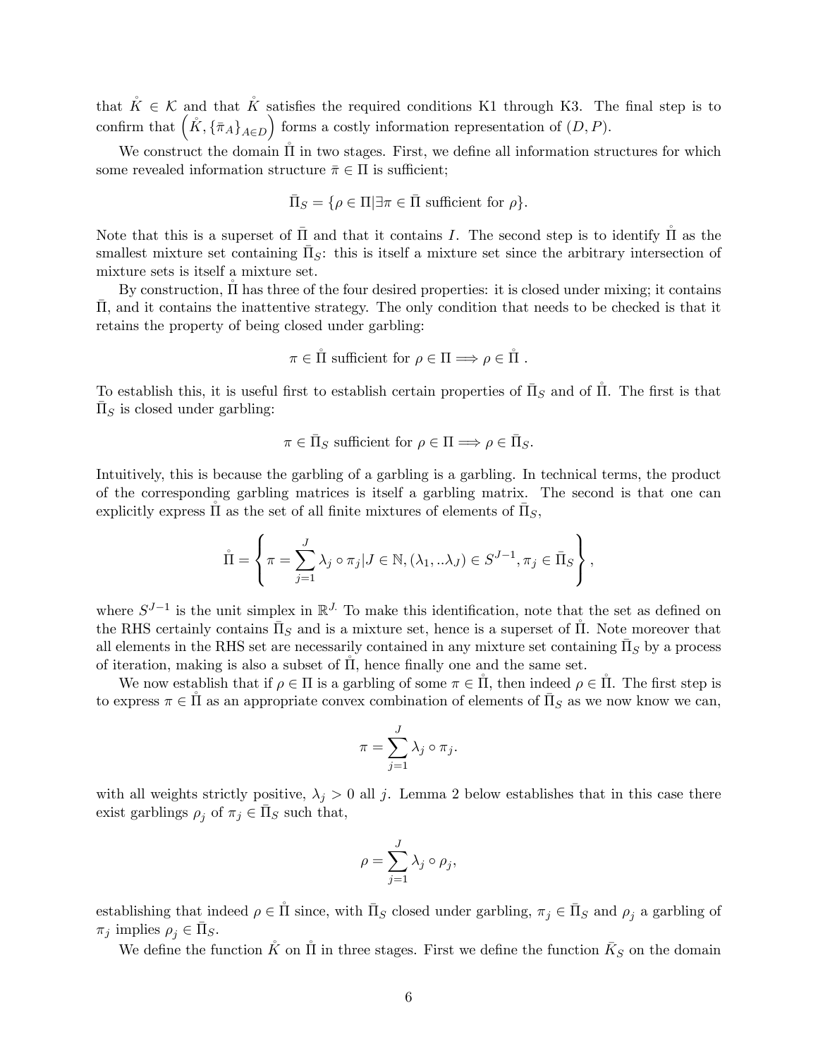that $\mathring{K} \in \mathcal{K}$ and that $\mathring{K}$ satisfies the required conditions K1 through K3. The final step is to confirm that $\left(\mathring{K}, \{\bar{\pi}_A\}_{A \in D}\right)$ forms a costly information representation of $(D, P)$.

We construct the domain $\mathring{\Pi}$ in two stages. First, we define all information structures for which some revealed information structure $\bar{\pi} \in \Pi$ is sufficient;

$$\bar{\Pi}_S = \{\rho \in \Pi | \exists \pi \in \bar{\Pi} \text{ sufficient for } \rho\}.$$

Note that this is a superset of $\bar{\Pi}$ and that it contains $I$. The second step is to identify $\mathring{\Pi}$ as the smallest mixture set containing $\bar{\Pi}_S$: this is itself a mixture set since the arbitrary intersection of mixture sets is itself a mixture set.

By construction, $\mathring{\Pi}$ has three of the four desired properties: it is closed under mixing; it contains $\bar{\Pi}$, and it contains the inattentive strategy. The only condition that needs to be checked is that it retains the property of being closed under garbling:

$$\pi \in \mathring{\Pi} \text{ sufficient for } \rho \in \Pi \Longrightarrow \rho \in \mathring{\Pi}\ .$$

To establish this, it is useful first to establish certain properties of $\bar{\Pi}_S$ and of $\mathring{\Pi}$. The first is that $\bar{\Pi}_S$ is closed under garbling:

$$\pi \in \bar{\Pi}_S \text{ sufficient for } \rho \in \Pi \Longrightarrow \rho \in \bar{\Pi}_S.$$

Intuitively, this is because the garbling of a garbling is a garbling. In technical terms, the product of the corresponding garbling matrices is itself a garbling matrix. The second is that one can explicitly express $\mathring{\Pi}$ as the set of all finite mixtures of elements of $\bar{\Pi}_S$,

$$\mathring{\Pi} = \left\{ \pi = \sum_{j=1}^{J} \lambda_j \circ \pi_j | J \in \mathbb{N}, (\lambda_1, ..\lambda_J) \in S^{J-1}, \pi_j \in \bar{\Pi}_S \right\},$$

where $S^{J-1}$ is the unit simplex in $\mathbb{R}^J$. To make this identification, note that the set as defined on the RHS certainly contains $\bar{\Pi}_S$ and is a mixture set, hence is a superset of $\mathring{\Pi}$. Note moreover that all elements in the RHS set are necessarily contained in any mixture set containing $\bar{\Pi}_S$ by a process of iteration, making is also a subset of $\mathring{\Pi}$, hence finally one and the same set.

We now establish that if $\rho \in \Pi$ is a garbling of some $\pi \in \mathring{\Pi}$, then indeed $\rho \in \mathring{\Pi}$. The first step is to express $\pi \in \mathring{\Pi}$ as an appropriate convex combination of elements of $\bar{\Pi}_S$ as we now know we can,

$$\pi = \sum_{j=1}^{J} \lambda_j \circ \pi_j.$$

with all weights strictly positive, $\lambda_j > 0$ all $j$. Lemma 2 below establishes that in this case there exist garblings $\rho_j$ of $\pi_j \in \bar{\Pi}_S$ such that,

$$\rho = \sum_{j=1}^{J} \lambda_j \circ \rho_j,$$

establishing that indeed $\rho \in \mathring{\Pi}$ since, with $\bar{\Pi}_S$ closed under garbling, $\pi_j \in \bar{\Pi}_S$ and $\rho_j$ a garbling of $\pi_j$ implies $\rho_j \in \bar{\Pi}_S$.

We define the function $\mathring{K}$ on $\mathring{\Pi}$ in three stages. First we define the function $\bar{K}_S$ on the domain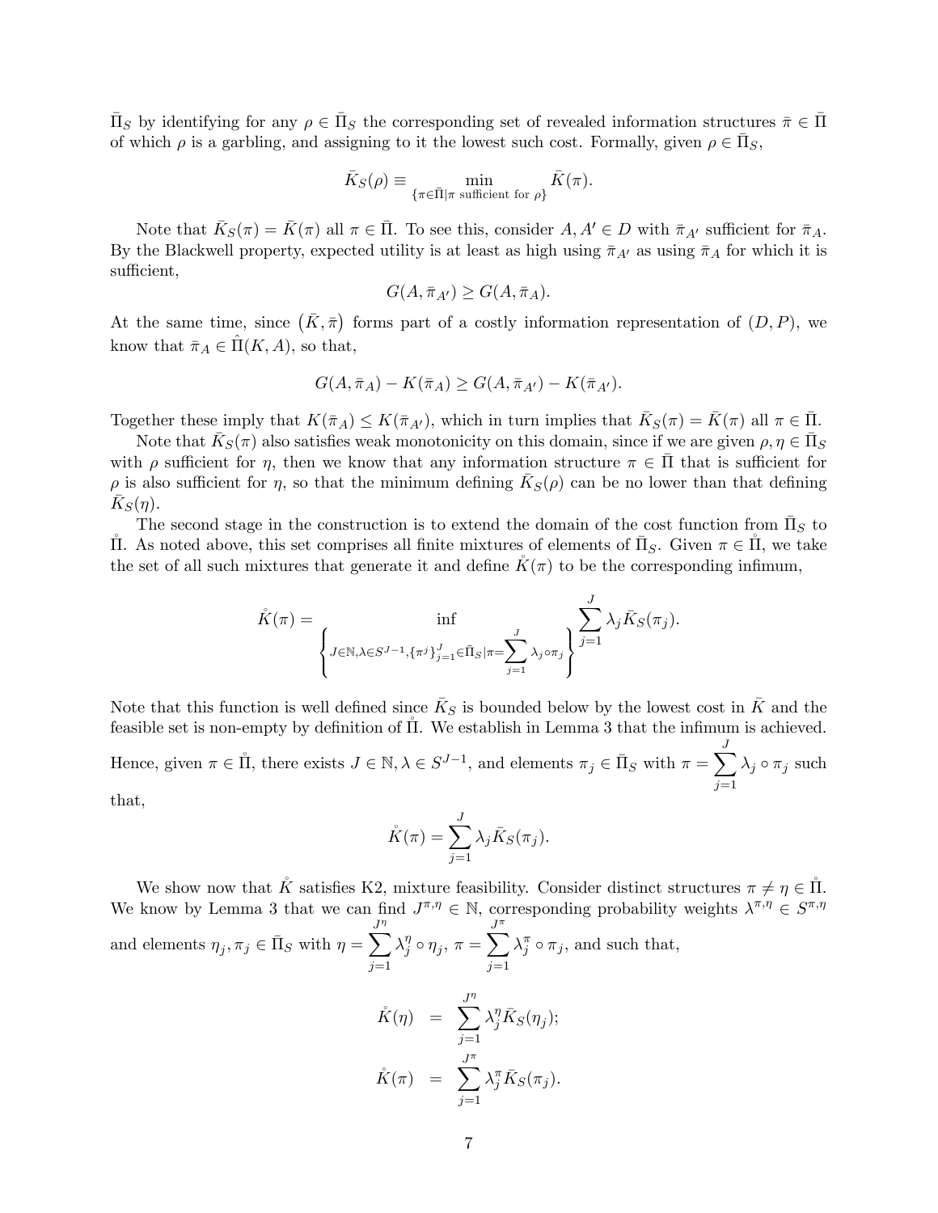$\bar{\Pi}_S$ by identifying for any $\rho \in \bar{\Pi}_S$ the corresponding set of revealed information structures $\bar{\pi} \in \bar{\Pi}$ of which $\rho$ is a garbling, and assigning to it the lowest such cost. Formally, given $\rho \in \bar{\Pi}_S$,

$$\bar{K}_S(\rho) \equiv \min_{\{\pi \in \bar{\Pi} | \pi \text{ sufficient for } \rho\}} \bar{K}(\pi).$$

Note that $\bar{K}_S(\pi) = \bar{K}(\pi)$ all $\pi \in \bar{\Pi}$. To see this, consider $A, A' \in D$ with $\bar{\pi}_{A'}$ sufficient for $\bar{\pi}_A$. By the Blackwell property, expected utility is at least as high using $\bar{\pi}_{A'}$ as using $\bar{\pi}_A$ for which it is sufficient,

$$G(A, \bar{\pi}_{A'}) \geq G(A, \bar{\pi}_A).$$

At the same time, since $(\bar{K}, \bar{\pi})$ forms part of a costly information representation of $(D, P)$, we know that $\bar{\pi}_A \in \hat{\Pi}(K, A)$, so that,

$$G(A, \bar{\pi}_A) - K(\bar{\pi}_A) \geq G(A, \bar{\pi}_{A'}) - K(\bar{\pi}_{A'}).$$

Together these imply that $K(\bar{\pi}_A) \leq K(\bar{\pi}_{A'})$, which in turn implies that $\bar{K}_S(\pi) = \bar{K}(\pi)$ all $\pi \in \bar{\Pi}$.

Note that $\bar{K}_S(\pi)$ also satisfies weak monotonicity on this domain, since if we are given $\rho, \eta \in \bar{\Pi}_S$ with $\rho$ sufficient for $\eta$, then we know that any information structure $\pi \in \bar{\Pi}$ that is sufficient for $\rho$ is also sufficient for $\eta$, so that the minimum defining $\bar{K}_S(\rho)$ can be no lower than that defining $\bar{K}_S(\eta)$.

The second stage in the construction is to extend the domain of the cost function from $\bar{\Pi}_S$ to $\mathring{\Pi}$. As noted above, this set comprises all finite mixtures of elements of $\bar{\Pi}_S$. Given $\pi \in \mathring{\Pi}$, we take the set of all such mixtures that generate it and define $\mathring{K}(\pi)$ to be the corresponding infimum,

$$\mathring{K}(\pi) = \inf_{\left\{ J \in \mathbb{N}, \lambda \in S^{J-1}, \{\pi^j\}_{j=1}^J \in \bar{\Pi}_S | \pi = \sum_{j=1}^J \lambda_j \circ \pi_j \right\}} \sum_{j=1}^J \lambda_j \bar{K}_S(\pi_j).$$

Note that this function is well defined since $\bar{K}_S$ is bounded below by the lowest cost in $\bar{K}$ and the feasible set is non-empty by definition of $\mathring{\Pi}$. We establish in Lemma 3 that the infimum is achieved. Hence, given $\pi \in \mathring{\Pi}$, there exists $J \in \mathbb{N}, \lambda \in S^{J-1}$, and elements $\pi_j \in \bar{\Pi}_S$ with $\pi = \sum_{j=1}^J \lambda_j \circ \pi_j$ such that,

$$\mathring{K}(\pi) = \sum_{j=1}^J \lambda_j \bar{K}_S(\pi_j).$$

We show now that $\mathring{K}$ satisfies K2, mixture feasibility. Consider distinct structures $\pi \neq \eta \in \mathring{\Pi}$. We know by Lemma 3 that we can find $J^{\pi,\eta} \in \mathbb{N}$, corresponding probability weights $\lambda^{\pi,\eta} \in S^{\pi,\eta}$ and elements $\eta_j, \pi_j \in \bar{\Pi}_S$ with $\eta = \sum_{j=1}^{J^\eta} \lambda_j^\eta \circ \eta_j$, $\pi = \sum_{j=1}^{J^\pi} \lambda_j^\pi \circ \pi_j$, and such that,

$$\begin{aligned}
\mathring{K}(\eta) &= \sum_{j=1}^{J^\eta} \lambda_j^\eta \bar{K}_S(\eta_j); \\
\mathring{K}(\pi) &= \sum_{j=1}^{J^\pi} \lambda_j^\pi \bar{K}_S(\pi_j).
\end{aligned}$$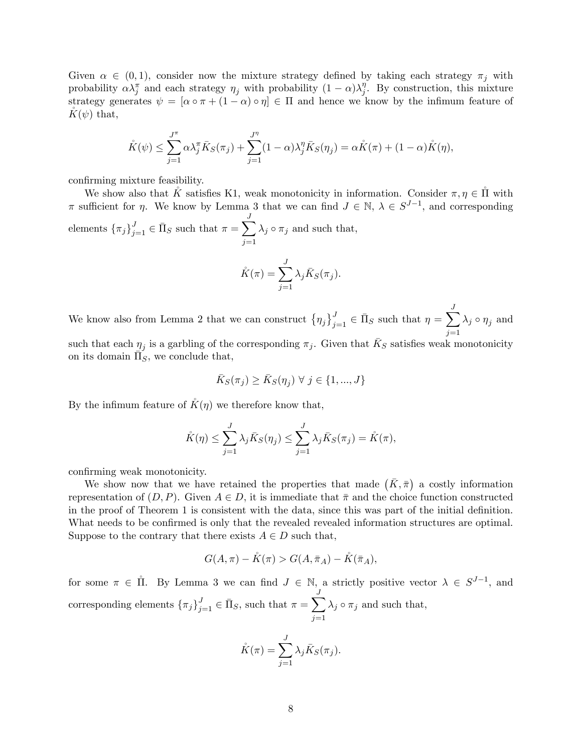Given $\alpha \in (0,1)$, consider now the mixture strategy defined by taking each strategy $\pi_j$ with probability $\alpha\lambda_j^\pi$ and each strategy $\eta_j$ with probability $(1-\alpha)\lambda_j^\eta$. By construction, this mixture strategy generates $\psi = [\alpha \circ \pi + (1-\alpha) \circ \eta] \in \Pi$ and hence we know by the infimum feature of $\mathring{K}(\psi)$ that,

$$\mathring{K}(\psi) \leq \sum_{j=1}^{J^\pi} \alpha\lambda_j^\pi \bar{K}_S(\pi_j) + \sum_{j=1}^{J^\eta} (1-\alpha)\lambda_j^\eta \bar{K}_S(\eta_j) = \alpha\mathring{K}(\pi) + (1-\alpha)\mathring{K}(\eta),$$

confirming mixture feasibility.

We show also that $\mathring{K}$ satisfies K1, weak monotonicity in information. Consider $\pi, \eta \in \mathring{\Pi}$ with $\pi$ sufficient for $\eta$. We know by Lemma 3 that we can find $J \in \mathbb{N}$, $\lambda \in S^{J-1}$, and corresponding elements $\{\pi_j\}_{j=1}^J \in \bar{\Pi}_S$ such that $\pi = \sum_{j=1}^{J} \lambda_j \circ \pi_j$ and such that,

$$\mathring{K}(\pi) = \sum_{j=1}^{J} \lambda_j \bar{K}_S(\pi_j).$$

We know also from Lemma 2 that we can construct $\{\eta_j\}_{j=1}^J \in \bar{\Pi}_S$ such that $\eta = \sum_{j=1}^{J} \lambda_j \circ \eta_j$ and such that each $\eta_j$ is a garbling of the corresponding $\pi_j$. Given that $\bar{K}_S$ satisfies weak monotonicity on its domain $\bar{\Pi}_S$, we conclude that,

$$\bar{K}_S(\pi_j) \geq \bar{K}_S(\eta_j) \ \forall \ j \in \{1, ..., J\}$$

By the infimum feature of $\mathring{K}(\eta)$ we therefore know that,

$$\mathring{K}(\eta) \leq \sum_{j=1}^{J} \lambda_j \bar{K}_S(\eta_j) \leq \sum_{j=1}^{J} \lambda_j \bar{K}_S(\pi_j) = \mathring{K}(\pi),$$

confirming weak monotonicity.

We show now that we have retained the properties that made $(\bar{K}, \bar{\pi})$ a costly information representation of $(D, P)$. Given $A \in D$, it is immediate that $\bar{\pi}$ and the choice function constructed in the proof of Theorem 1 is consistent with the data, since this was part of the initial definition. What needs to be confirmed is only that the revealed revealed information structures are optimal. Suppose to the contrary that there exists $A \in D$ such that,

$$G(A, \pi) - \mathring{K}(\pi) > G(A, \bar{\pi}_A) - \mathring{K}(\bar{\pi}_A),$$

for some $\pi \in \mathring{\Pi}$. By Lemma 3 we can find $J \in \mathbb{N}$, a strictly positive vector $\lambda \in S^{J-1}$, and corresponding elements $\{\pi_j\}_{j=1}^J \in \bar{\Pi}_S$, such that $\pi = \sum_{j=1}^{J} \lambda_j \circ \pi_j$ and such that,

$$\mathring{K}(\pi) = \sum_{j=1}^{J} \lambda_j \bar{K}_S(\pi_j).$$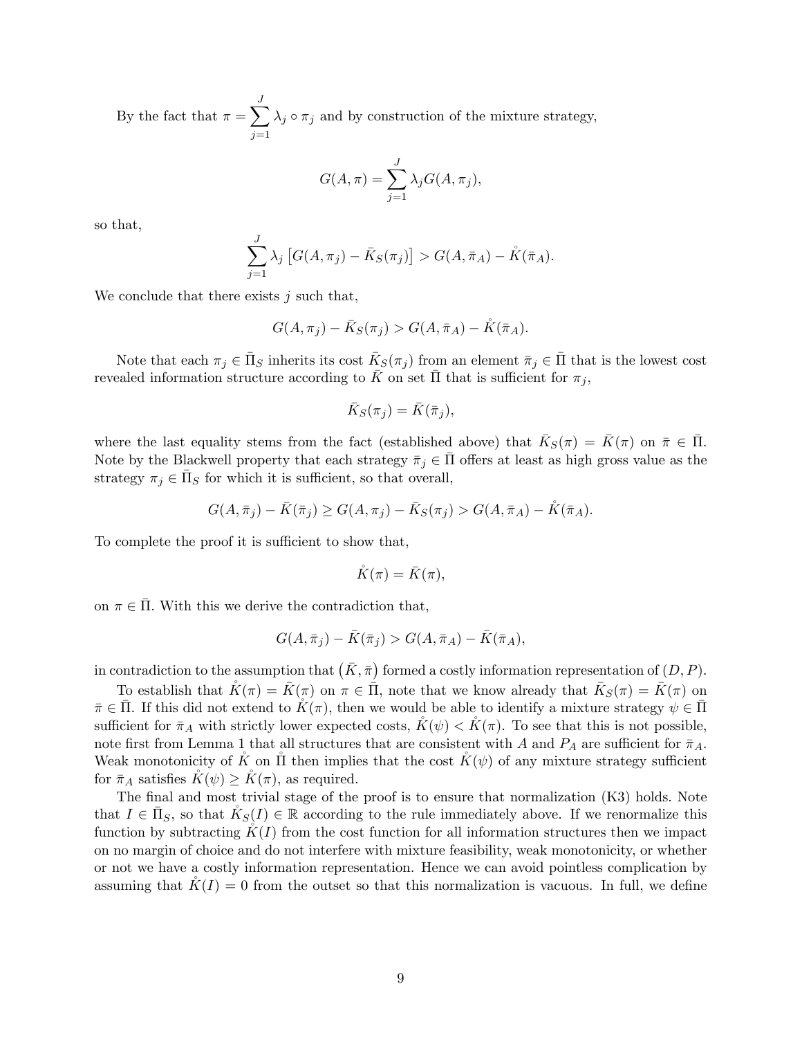By the fact that $\pi = \sum_{j=1}^{J} \lambda_j \circ \pi_j$ and by construction of the mixture strategy,

$$G(A, \pi) = \sum_{j=1}^{J} \lambda_j G(A, \pi_j),$$

so that,

$$\sum_{j=1}^{J} \lambda_j \left[ G(A, \pi_j) - \bar{K}_S(\pi_j) \right] > G(A, \bar{\pi}_A) - \mathring{K}(\bar{\pi}_A).$$

We conclude that there exists $j$ such that,

$$G(A, \pi_j) - \bar{K}_S(\pi_j) > G(A, \bar{\pi}_A) - \mathring{K}(\bar{\pi}_A).$$

Note that each $\pi_j \in \bar{\Pi}_S$ inherits its cost $\bar{K}_S(\pi_j)$ from an element $\bar{\pi}_j \in \bar{\Pi}$ that is the lowest cost revealed information structure according to $\bar{K}$ on set $\bar{\Pi}$ that is sufficient for $\pi_j$,

$$\bar{K}_S(\pi_j) = \bar{K}(\bar{\pi}_j),$$

where the last equality stems from the fact (established above) that $\bar{K}_S(\pi) = \bar{K}(\pi)$ on $\bar{\pi} \in \bar{\Pi}$. Note by the Blackwell property that each strategy $\bar{\pi}_j \in \bar{\Pi}$ offers at least as high gross value as the strategy $\pi_j \in \bar{\Pi}_S$ for which it is sufficient, so that overall,

$$G(A, \bar{\pi}_j) - \bar{K}(\bar{\pi}_j) \geq G(A, \pi_j) - \bar{K}_S(\pi_j) > G(A, \bar{\pi}_A) - \mathring{K}(\bar{\pi}_A).$$

To complete the proof it is sufficient to show that,

$$\mathring{K}(\pi) = \bar{K}(\pi),$$

on $\pi \in \bar{\Pi}$. With this we derive the contradiction that,

$$G(A, \bar{\pi}_j) - \bar{K}(\bar{\pi}_j) > G(A, \bar{\pi}_A) - \bar{K}(\bar{\pi}_A),$$

in contradiction to the assumption that $(\bar{K}, \bar{\pi})$ formed a costly information representation of $(D, P)$.

To establish that $\mathring{K}(\pi) = \bar{K}(\pi)$ on $\pi \in \bar{\Pi}$, note that we know already that $\bar{K}_S(\pi) = \bar{K}(\pi)$ on $\bar{\pi} \in \bar{\Pi}$. If this did not extend to $\mathring{K}(\pi)$, then we would be able to identify a mixture strategy $\psi \in \bar{\Pi}$ sufficient for $\bar{\pi}_A$ with strictly lower expected costs, $\mathring{K}(\psi) < \mathring{K}(\pi)$. To see that this is not possible, note first from Lemma 1 that all structures that are consistent with $A$ and $P_A$ are sufficient for $\bar{\pi}_A$. Weak monotonicity of $\mathring{K}$ on $\mathring{\Pi}$ then implies that the cost $\mathring{K}(\psi)$ of any mixture strategy sufficient for $\bar{\pi}_A$ satisfies $\mathring{K}(\psi) \geq \mathring{K}(\pi)$, as required.

The final and most trivial stage of the proof is to ensure that normalization (K3) holds. Note that $I \in \bar{\Pi}_S$, so that $\mathring{K}_S(I) \in \mathbb{R}$ according to the rule immediately above. If we renormalize this function by subtracting $\mathring{K}(I)$ from the cost function for all information structures then we impact on no margin of choice and do not interfere with mixture feasibility, weak monotonicity, or whether or not we have a costly information representation. Hence we can avoid pointless complication by assuming that $\mathring{K}(I) = 0$ from the outset so that this normalization is vacuous. In full, we define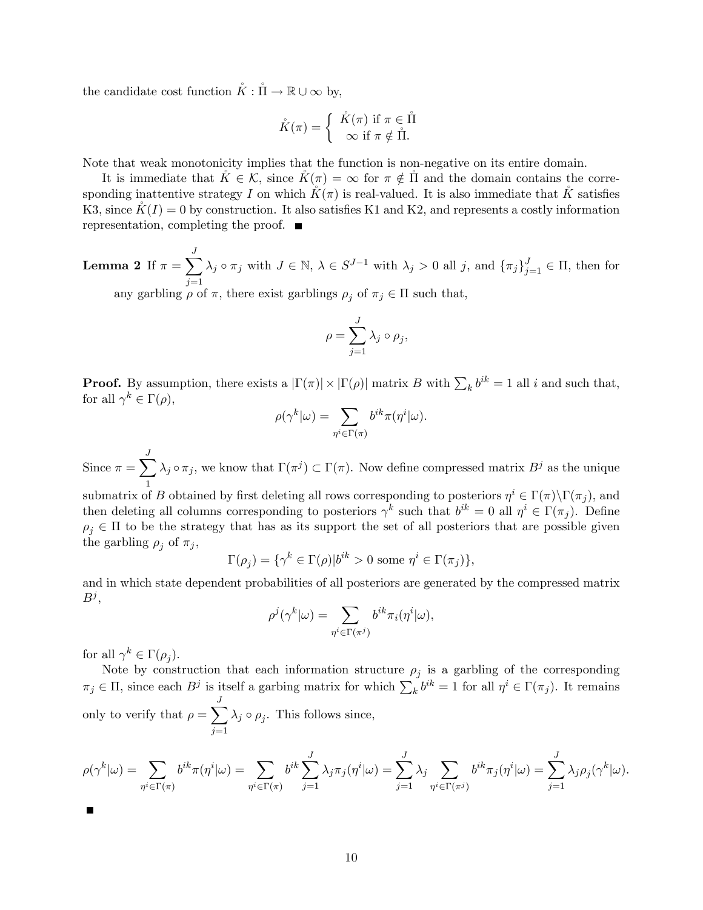the candidate cost function $\mathring{K} : \mathring{\Pi} \to \mathbb{R} \cup \infty$ by,

$$\mathring{K}(\pi) = \begin{cases} \mathring{K}(\pi) \text{ if } \pi \in \mathring{\Pi} \\ \infty \text{ if } \pi \notin \mathring{\Pi}. \end{cases}$$

Note that weak monotonicity implies that the function is non-negative on its entire domain.

It is immediate that $\mathring{K} \in \mathcal{K}$, since $\mathring{K}(\pi) = \infty$ for $\pi \notin \mathring{\Pi}$ and the domain contains the corresponding inattentive strategy $I$ on which $\mathring{K}(\pi)$ is real-valued. It is also immediate that $\acute{K}$ satisfies K3, since $\mathring{K}(I) = 0$ by construction. It also satisfies K1 and K2, and represents a costly information representation, completing the proof. ∎

**Lemma 2** If $\pi = \sum_{j=1}^{J} \lambda_j \circ \pi_j$ with $J \in \mathbb{N}$, $\lambda \in S^{J-1}$ with $\lambda_j > 0$ all $j$, and $\{\pi_j\}_{j=1}^{J} \in \Pi$, then for any garbling $\rho$ of $\pi$, there exist garblings $\rho_j$ of $\pi_j \in \Pi$ such that,

$$\rho = \sum_{j=1}^{J} \lambda_j \circ \rho_j,$$

**Proof.** By assumption, there exists a $|\Gamma(\pi)| \times |\Gamma(\rho)|$ matrix $B$ with $\sum_k b^{ik} = 1$ all $i$ and such that, for all $\gamma^k \in \Gamma(\rho)$,

$$\rho(\gamma^k|\omega) = \sum_{\eta^i \in \Gamma(\pi)} b^{ik} \pi(\eta^i|\omega).$$

Since $\pi = \sum_{1}^{J} \lambda_j \circ \pi_j$, we know that $\Gamma(\pi^j) \subset \Gamma(\pi)$. Now define compressed matrix $B^j$ as the unique submatrix of $B$ obtained by first deleting all rows corresponding to posteriors $\eta^i \in \Gamma(\pi) \backslash \Gamma(\pi_j)$, and then deleting all columns corresponding to posteriors $\gamma^k$ such that $b^{ik} = 0$ all $\eta^i \in \Gamma(\pi_j)$. Define $\rho_j \in \Pi$ to be the strategy that has as its support the set of all posteriors that are possible given the garbling $\rho_j$ of $\pi_j$,

$$\Gamma(\rho_j) = \{\gamma^k \in \Gamma(\rho) | b^{ik} > 0 \text{ some } \eta^i \in \Gamma(\pi_j)\},$$

and in which state dependent probabilities of all posteriors are generated by the compressed matrix $B^j$,

$$\rho^j(\gamma^k|\omega) = \sum_{\eta^i \in \Gamma(\pi^j)} b^{ik} \pi_i(\eta^i|\omega),$$

for all $\gamma^k \in \Gamma(\rho_j)$.

Note by construction that each information structure $\rho_j$ is a garbling of the corresponding $\pi_j \in \Pi$, since each $B^j$ is itself a garbing matrix for which $\sum_k b^{ik} = 1$ for all $\eta^i \in \Gamma(\pi_j)$. It remains only to verify that $\rho = \sum_{j=1}^{J} \lambda_j \circ \rho_j$. This follows since,

$$\rho(\gamma^k|\omega) = \sum_{\eta^i \in \Gamma(\pi)} b^{ik} \pi(\eta^i|\omega) = \sum_{\eta^i \in \Gamma(\pi)} b^{ik} \sum_{j=1}^{J} \lambda_j \pi_j(\eta^i|\omega) = \sum_{j=1}^{J} \lambda_j \sum_{\eta^i \in \Gamma(\pi^j)} b^{ik} \pi_j(\eta^i|\omega) = \sum_{j=1}^{J} \lambda_j \rho_j(\gamma^k|\omega).$$

∎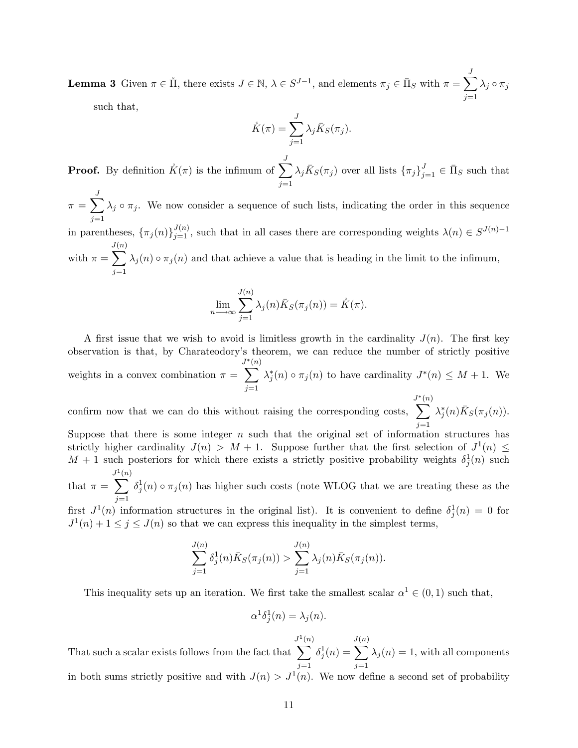**Lemma 3** Given $\pi \in \mathring{\Pi}$, there exists $J \in \mathbb{N}$, $\lambda \in S^{J-1}$, and elements $\pi_j \in \bar{\Pi}_S$ with $\pi = \sum_{j=1}^{J} \lambda_j \circ \pi_j$ such that,

$$\mathring{K}(\pi) = \sum_{j=1}^{J} \lambda_j \bar{K}_S(\pi_j).$$

**Proof.** By definition $\mathring{K}(\pi)$ is the infimum of $\sum_{j=1}^{J} \lambda_j \bar{K}_S(\pi_j)$ over all lists $\{\pi_j\}_{j=1}^{J} \in \bar{\Pi}_S$ such that $\pi = \sum_{j=1}^{J} \lambda_j \circ \pi_j$. We now consider a sequence of such lists, indicating the order in this sequence in parentheses, $\{\pi_j(n)\}_{j=1}^{J(n)}$, such that in all cases there are corresponding weights $\lambda(n) \in S^{J(n)-1}$ with $\pi = \sum_{j=1}^{J(n)} \lambda_j(n) \circ \pi_j(n)$ and that achieve a value that is heading in the limit to the infimum,

$$\lim_{n \longrightarrow \infty} \sum_{j=1}^{J(n)} \lambda_j(n) \bar{K}_S(\pi_j(n)) = \mathring{K}(\pi).$$

A first issue that we wish to avoid is limitless growth in the cardinality $J(n)$. The first key observation is that, by Charateodory's theorem, we can reduce the number of strictly positive weights in a convex combination $\pi = \sum_{j=1}^{J^*(n)} \lambda_j^*(n) \circ \pi_j(n)$ to have cardinality $J^*(n) \leq M + 1$. We confirm now that we can do this without raising the corresponding costs, $\sum_{j=1}^{J^*(n)} \lambda_j^*(n) \bar{K}_S(\pi_j(n))$. Suppose that there is some integer $n$ such that the original set of information structures has strictly higher cardinality $J(n) > M + 1$. Suppose further that the first selection of $J^1(n) \leq M + 1$ such posteriors for which there exists a strictly positive probability weights $\delta_j^1(n)$ such that $\pi = \sum_{j=1}^{J^1(n)} \delta_j^1(n) \circ \pi_j(n)$ has higher such costs (note WLOG that we are treating these as the first $J^1(n)$ information structures in the original list). It is convenient to define $\delta_j^1(n) = 0$ for $J^1(n) + 1 \leq j \leq J(n)$ so that we can express this inequality in the simplest terms,

$$\sum_{j=1}^{J(n)} \delta_j^1(n) \bar{K}_S(\pi_j(n)) > \sum_{j=1}^{J(n)} \lambda_j(n) \bar{K}_S(\pi_j(n)).$$

This inequality sets up an iteration. We first take the smallest scalar $\alpha^1 \in (0, 1)$ such that,

$$\alpha^1 \delta_j^1(n) = \lambda_j(n).$$

That such a scalar exists follows from the fact that $\sum_{j=1}^{J^1(n)} \delta_j^1(n) = \sum_{j=1}^{J(n)} \lambda_j(n) = 1$, with all components in both sums strictly positive and with $J(n) > J^1(n)$. We now define a second set of probability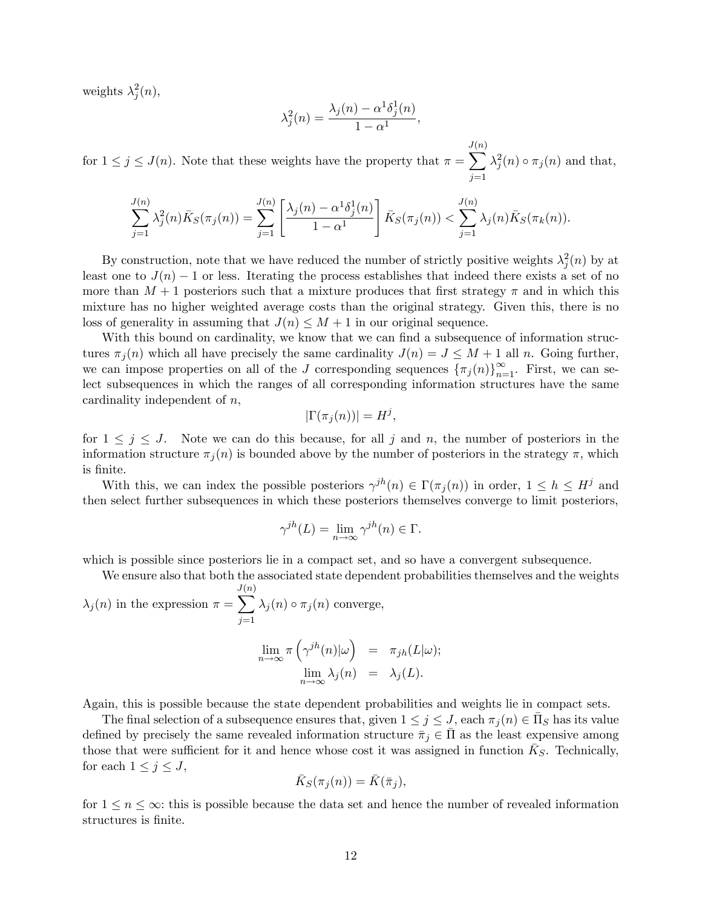weights $\lambda_j^2(n)$,

$$\lambda_j^2(n) = \frac{\lambda_j(n) - \alpha^1 \delta_j^1(n)}{1 - \alpha^1},$$

for $1 \leq j \leq J(n)$. Note that these weights have the property that $\pi = \sum_{j=1}^{J(n)} \lambda_j^2(n) \circ \pi_j(n)$ and that,

$$\sum_{j=1}^{J(n)} \lambda_j^2(n) \bar{K}_S(\pi_j(n)) = \sum_{j=1}^{J(n)} \left[ \frac{\lambda_j(n) - \alpha^1 \delta_j^1(n)}{1 - \alpha^1} \right] \bar{K}_S(\pi_j(n)) < \sum_{j=1}^{J(n)} \lambda_j(n) \bar{K}_S(\pi_k(n)).$$

By construction, note that we have reduced the number of strictly positive weights $\lambda_j^2(n)$ by at least one to $J(n) - 1$ or less. Iterating the process establishes that indeed there exists a set of no more than $M + 1$ posteriors such that a mixture produces that first strategy $\pi$ and in which this mixture has no higher weighted average costs than the original strategy. Given this, there is no loss of generality in assuming that $J(n) \leq M + 1$ in our original sequence.

With this bound on cardinality, we know that we can find a subsequence of information structures $\pi_j(n)$ which all have precisely the same cardinality $J(n) = J \leq M + 1$ all $n$. Going further, we can impose properties on all of the $J$ corresponding sequences $\{\pi_j(n)\}_{n=1}^{\infty}$. First, we can select subsequences in which the ranges of all corresponding information structures have the same cardinality independent of $n$,

$$|\Gamma(\pi_j(n))| = H^j,$$

for $1 \leq j \leq J$. Note we can do this because, for all $j$ and $n$, the number of posteriors in the information structure $\pi_j(n)$ is bounded above by the number of posteriors in the strategy $\pi$, which is finite.

With this, we can index the possible posteriors $\gamma^{jh}(n) \in \Gamma(\pi_j(n))$ in order, $1 \leq h \leq H^j$ and then select further subsequences in which these posteriors themselves converge to limit posteriors,

$$\gamma^{jh}(L) = \lim_{n \to \infty} \gamma^{jh}(n) \in \Gamma.$$

which is possible since posteriors lie in a compact set, and so have a convergent subsequence.

We ensure also that both the associated state dependent probabilities themselves and the weights $\lambda_j(n)$ in the expression $\pi = \sum_{j=1}^{J(n)} \lambda_j(n) \circ \pi_j(n)$ converge,

$$\begin{aligned} \lim_{n \to \infty} \pi\left(\gamma^{jh}(n)|\omega\right) &= \pi_{jh}(L|\omega); \\ \lim_{n \to \infty} \lambda_j(n) &= \lambda_j(L). \end{aligned}$$

Again, this is possible because the state dependent probabilities and weights lie in compact sets.

The final selection of a subsequence ensures that, given $1 \leq j \leq J$, each $\pi_j(n) \in \bar{\Pi}_S$ has its value defined by precisely the same revealed information structure $\bar{\pi}_j \in \bar{\Pi}$ as the least expensive among those that were sufficient for it and hence whose cost it was assigned in function $\bar{K}_S$. Technically, for each $1 \leq j \leq J$,

$$\bar{K}_S(\pi_j(n)) = \bar{K}(\bar{\pi}_j),$$

for $1 \leq n \leq \infty$: this is possible because the data set and hence the number of revealed information structures is finite.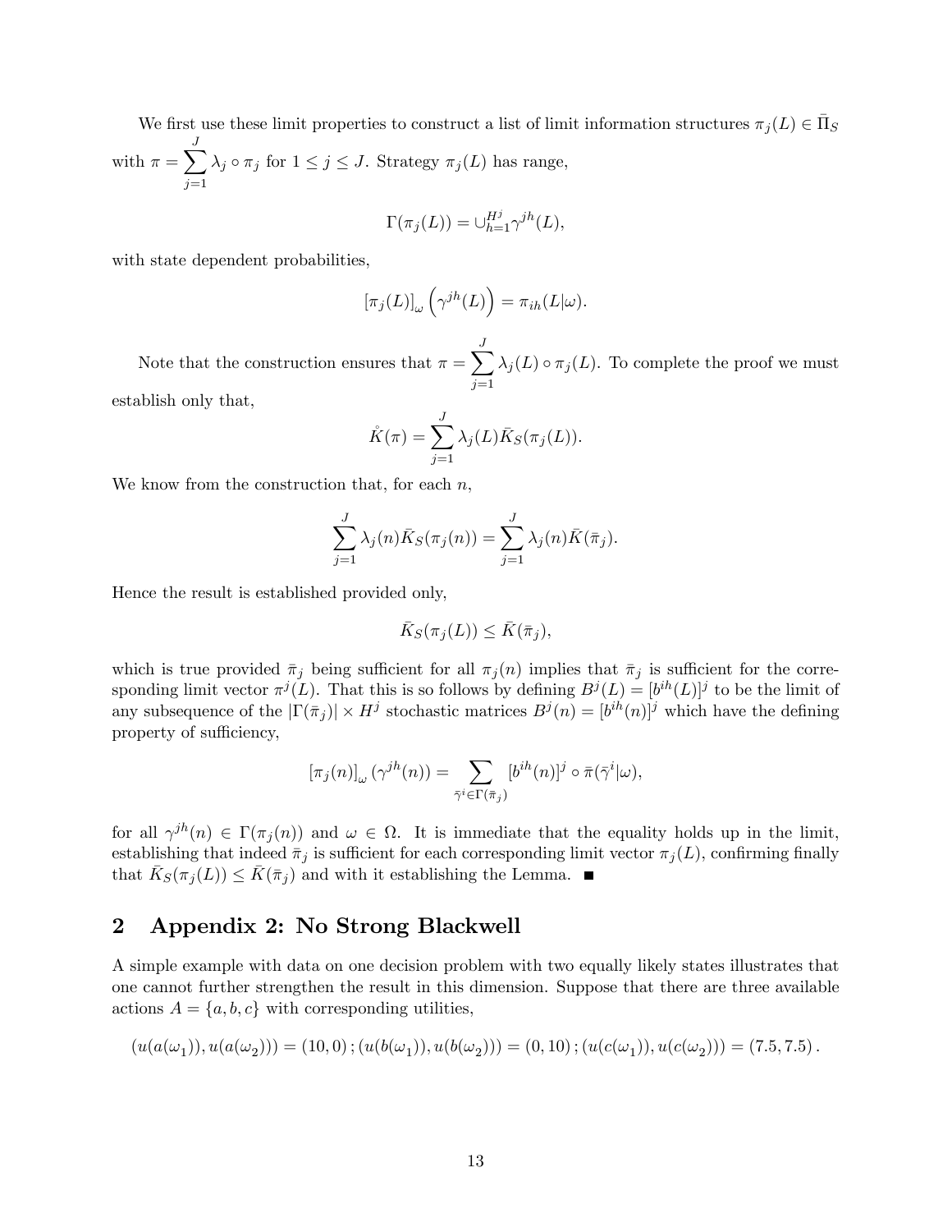We first use these limit properties to construct a list of limit information structures $\pi_j(L) \in \bar{\Pi}_S$ with $\pi = \sum_{j=1}^{J} \lambda_j \circ \pi_j$ for $1 \leq j \leq J$. Strategy $\pi_j(L)$ has range,

$$\Gamma(\pi_j(L)) = \cup_{h=1}^{H^j} \gamma^{jh}(L),$$

with state dependent probabilities,

$$[\pi_j(L)]_\omega \left(\gamma^{jh}(L)\right) = \pi_{ih}(L|\omega).$$

Note that the construction ensures that $\pi = \sum_{j=1}^{J} \lambda_j(L) \circ \pi_j(L)$. To complete the proof we must establish only that,

$$\mathring{K}(\pi) = \sum_{j=1}^{J} \lambda_j(L) \bar{K}_S(\pi_j(L)).$$

We know from the construction that, for each $n$,

$$\sum_{j=1}^{J} \lambda_j(n) \bar{K}_S(\pi_j(n)) = \sum_{j=1}^{J} \lambda_j(n) \bar{K}(\bar{\pi}_j).$$

Hence the result is established provided only,

$$\bar{K}_S(\pi_j(L)) \leq \bar{K}(\bar{\pi}_j),$$

which is true provided $\bar{\pi}_j$ being sufficient for all $\pi_j(n)$ implies that $\bar{\pi}_j$ is sufficient for the corresponding limit vector $\pi^j(L)$. That this is so follows by defining $B^j(L) = [b^{ih}(L)]^j$ to be the limit of any subsequence of the $|\Gamma(\bar{\pi}_j)| \times H^j$ stochastic matrices $B^j(n) = [b^{ih}(n)]^j$ which have the defining property of sufficiency,

$$[\pi_j(n)]_\omega (\gamma^{jh}(n)) = \sum_{\bar{\gamma}^i \in \Gamma(\bar{\pi}_j)} [b^{ih}(n)]^j \circ \bar{\pi}(\bar{\gamma}^i|\omega),$$

for all $\gamma^{jh}(n) \in \Gamma(\pi_j(n))$ and $\omega \in \Omega$. It is immediate that the equality holds up in the limit, establishing that indeed $\bar{\pi}_j$ is sufficient for each corresponding limit vector $\pi_j(L)$, confirming finally that $\bar{K}_S(\pi_j(L)) \leq \bar{K}(\bar{\pi}_j)$ and with it establishing the Lemma. ■

# 2 Appendix 2: No Strong Blackwell

A simple example with data on one decision problem with two equally likely states illustrates that one cannot further strengthen the result in this dimension. Suppose that there are three available actions $A = \{a, b, c\}$ with corresponding utilities,

$$(u(a(\omega_1)), u(a(\omega_2))) = (10, 0)\,; (u(b(\omega_1)), u(b(\omega_2))) = (0, 10)\,; (u(c(\omega_1)), u(c(\omega_2))) = (7.5, 7.5)\,.$$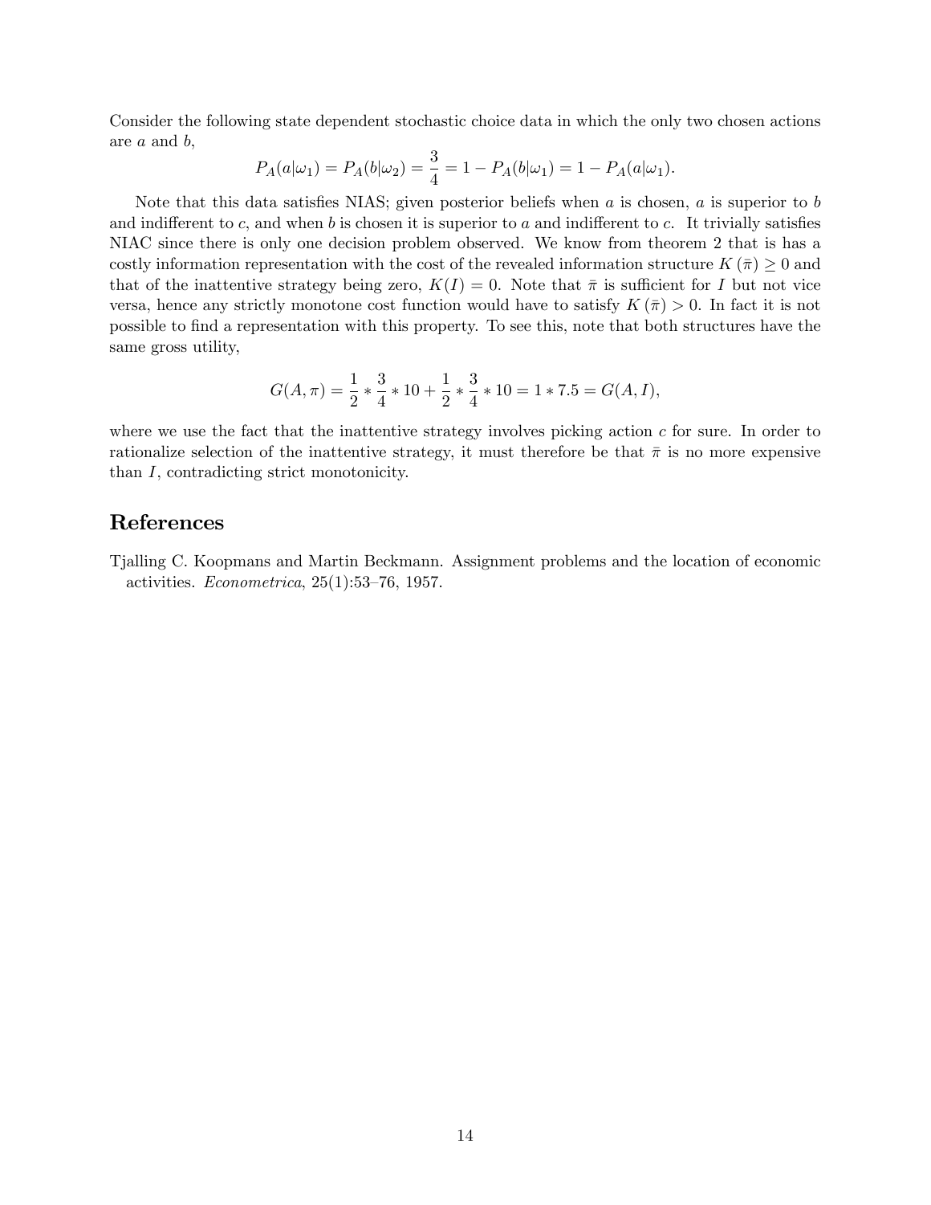Consider the following state dependent stochastic choice data in which the only two chosen actions are $a$ and $b$,

$$P_A(a|\omega_1) = P_A(b|\omega_2) = \frac{3}{4} = 1 - P_A(b|\omega_1) = 1 - P_A(a|\omega_1).$$

Note that this data satisfies NIAS; given posterior beliefs when $a$ is chosen, $a$ is superior to $b$ and indifferent to $c$, and when $b$ is chosen it is superior to $a$ and indifferent to $c$. It trivially satisfies NIAC since there is only one decision problem observed. We know from theorem 2 that is has a costly information representation with the cost of the revealed information structure $K(\bar{\pi}) \geq 0$ and that of the inattentive strategy being zero, $K(I) = 0$. Note that $\bar{\pi}$ is sufficient for $I$ but not vice versa, hence any strictly monotone cost function would have to satisfy $K(\bar{\pi}) > 0$. In fact it is not possible to find a representation with this property. To see this, note that both structures have the same gross utility,

$$G(A, \pi) = \frac{1}{2} * \frac{3}{4} * 10 + \frac{1}{2} * \frac{3}{4} * 10 = 1 * 7.5 = G(A, I),$$

where we use the fact that the inattentive strategy involves picking action $c$ for sure. In order to rationalize selection of the inattentive strategy, it must therefore be that $\bar{\pi}$ is no more expensive than $I$, contradicting strict monotonicity.

## References

Tjalling C. Koopmans and Martin Beckmann. Assignment problems and the location of economic activities. *Econometrica*, 25(1):53–76, 1957.